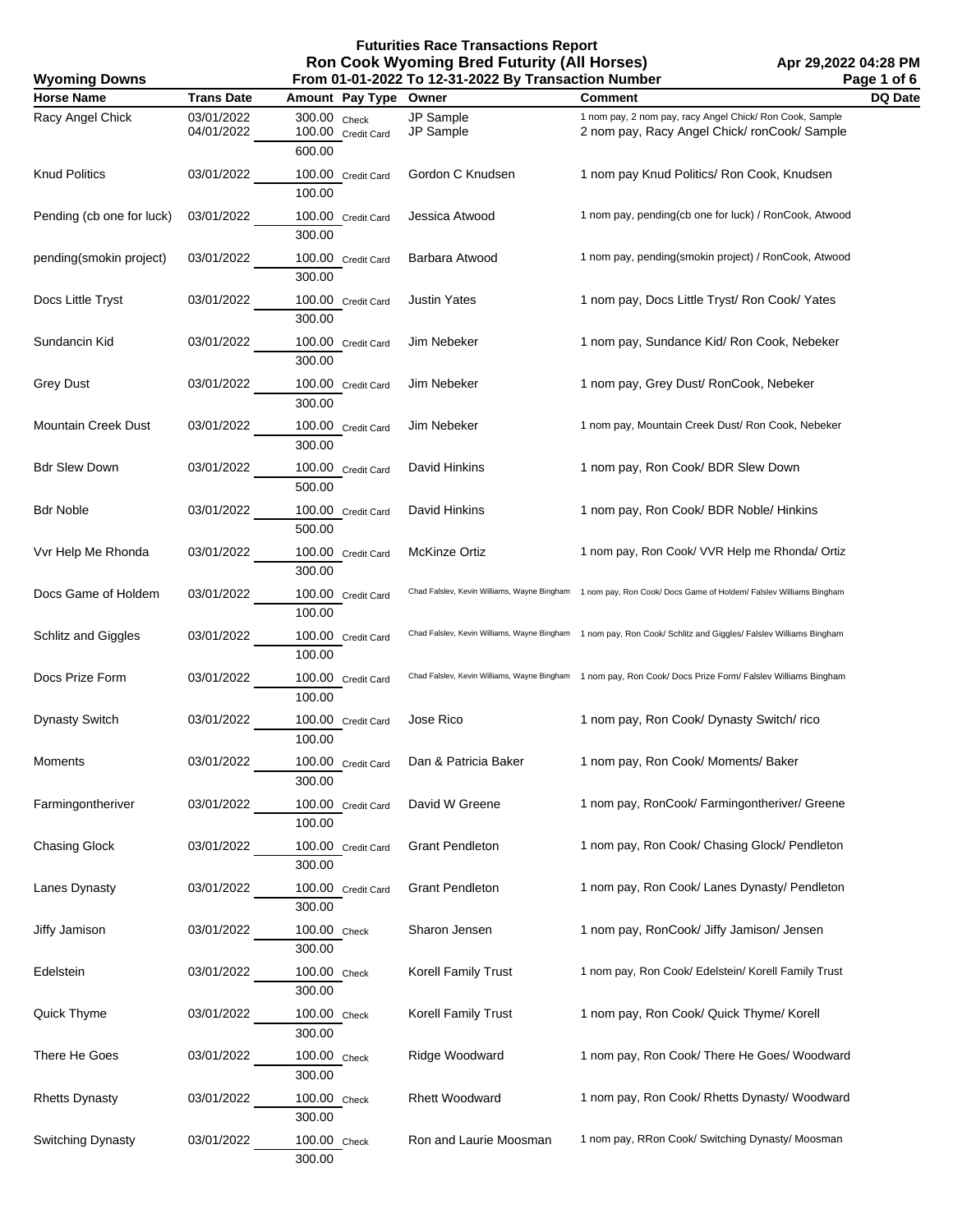# Futurities Race Transactions Report

## Ron Cook Wyoming Bred Futurity (All Horses)

**Wyoming Downs** — From 01-01-2022 To 12-31-2022 By Transaction Number — Apr 29,2022 04:28 PM

| Horse Name | Trans Date | Amount | Pay Type | Owner | Comment | DQ Date |
|---|---|---|---|---|---|---|
| Racy Angel Chick | 03/01/2022 | 300.00 | Check | JP Sample | 1 nom pay, 2 nom pay, racy Angel Chick/ Ron Cook, Sample | |
| | 04/01/2022 | 100.00 | Credit Card | JP Sample | 2 nom pay, Racy Angel Chick/ ronCook/ Sample | |
| | | 600.00 | | | | |
| Knud Politics | 03/01/2022 | 100.00 | Credit Card | Gordon C Knudsen | 1 nom pay Knud Politics/ Ron Cook, Knudsen | |
| | | 100.00 | | | | |
| Pending (cb one for luck) | 03/01/2022 | 100.00 | Credit Card | Jessica Atwood | 1 nom pay, pending(cb one for luck) / RonCook, Atwood | |
| | | 300.00 | | | | |
| pending(smokin project) | 03/01/2022 | 100.00 | Credit Card | Barbara Atwood | 1 nom pay, pending(smokin project) / RonCook, Atwood | |
| | | 300.00 | | | | |
| Docs Little Tryst | 03/01/2022 | 100.00 | Credit Card | Justin Yates | 1 nom pay, Docs Little Tryst/ Ron Cook/ Yates | |
| | | 300.00 | | | | |
| Sundancin Kid | 03/01/2022 | 100.00 | Credit Card | Jim Nebeker | 1 nom pay, Sundance Kid/ Ron Cook, Nebeker | |
| | | 300.00 | | | | |
| Grey Dust | 03/01/2022 | 100.00 | Credit Card | Jim Nebeker | 1 nom pay, Grey Dust/ RonCook, Nebeker | |
| | | 300.00 | | | | |
| Mountain Creek Dust | 03/01/2022 | 100.00 | Credit Card | Jim Nebeker | 1 nom pay, Mountain Creek Dust/ Ron Cook, Nebeker | |
| | | 300.00 | | | | |
| Bdr Slew Down | 03/01/2022 | 100.00 | Credit Card | David Hinkins | 1 nom pay, Ron Cook/ BDR Slew Down | |
| | | 500.00 | | | | |
| Bdr Noble | 03/01/2022 | 100.00 | Credit Card | David Hinkins | 1 nom pay, Ron Cook/ BDR Noble/ Hinkins | |
| | | 500.00 | | | | |
| Vvr Help Me Rhonda | 03/01/2022 | 100.00 | Credit Card | McKinze Ortiz | 1 nom pay, Ron Cook/ VVR Help me Rhonda/ Ortiz | |
| | | 300.00 | | | | |
| Docs Game of Holdem | 03/01/2022 | 100.00 | Credit Card | Chad Falslev, Kevin Williams, Wayne Bingham | 1 nom pay, Ron Cook/ Docs Game of Holdem/ Falslev Williams Bingham | |
| | | 100.00 | | | | |
| Schlitz and Giggles | 03/01/2022 | 100.00 | Credit Card | Chad Falslev, Kevin Williams, Wayne Bingham | 1 nom pay, Ron Cook/ Schlitz and Giggles/ Falslev Williams Bingham | |
| | | 100.00 | | | | |
| Docs Prize Form | 03/01/2022 | 100.00 | Credit Card | Chad Falslev, Kevin Williams, Wayne Bingham | 1 nom pay, Ron Cook/ Docs Prize Form/ Falslev Williams Bingham | |
| | | 100.00 | | | | |
| Dynasty Switch | 03/01/2022 | 100.00 | Credit Card | Jose Rico | 1 nom pay, Ron Cook/ Dynasty Switch/ rico | |
| | | 100.00 | | | | |
| Moments | 03/01/2022 | 100.00 | Credit Card | Dan & Patricia Baker | 1 nom pay, Ron Cook/ Moments/ Baker | |
| | | 300.00 | | | | |
| Farmingontheriver | 03/01/2022 | 100.00 | Credit Card | David W Greene | 1 nom pay, RonCook/ Farmingontheriver/ Greene | |
| | | 100.00 | | | | |
| Chasing Glock | 03/01/2022 | 100.00 | Credit Card | Grant Pendleton | 1 nom pay, Ron Cook/ Chasing Glock/ Pendleton | |
| | | 300.00 | | | | |
| Lanes Dynasty | 03/01/2022 | 100.00 | Credit Card | Grant Pendleton | 1 nom pay, Ron Cook/ Lanes Dynasty/ Pendleton | |
| | | 300.00 | | | | |
| Jiffy Jamison | 03/01/2022 | 100.00 | Check | Sharon Jensen | 1 nom pay, RonCook/ Jiffy Jamison/ Jensen | |
| | | 300.00 | | | | |
| Edelstein | 03/01/2022 | 100.00 | Check | Korell Family Trust | 1 nom pay, Ron Cook/ Edelstein/ Korell Family Trust | |
| | | 300.00 | | | | |
| Quick Thyme | 03/01/2022 | 100.00 | Check | Korell Family Trust | 1 nom pay, Ron Cook/ Quick Thyme/ Korell | |
| | | 300.00 | | | | |
| There He Goes | 03/01/2022 | 100.00 | Check | Ridge Woodward | 1 nom pay, Ron Cook/ There He Goes/ Woodward | |
| | | 300.00 | | | | |
| Rhetts Dynasty | 03/01/2022 | 100.00 | Check | Rhett Woodward | 1 nom pay, Ron Cook/ Rhetts Dynasty/ Woodward | |
| | | 300.00 | | | | |
| Switching Dynasty | 03/01/2022 | 100.00 | Check | Ron and Laurie Moosman | 1 nom pay, RRon Cook/ Switching Dynasty/ Moosman | |
| | | 300.00 | | | | |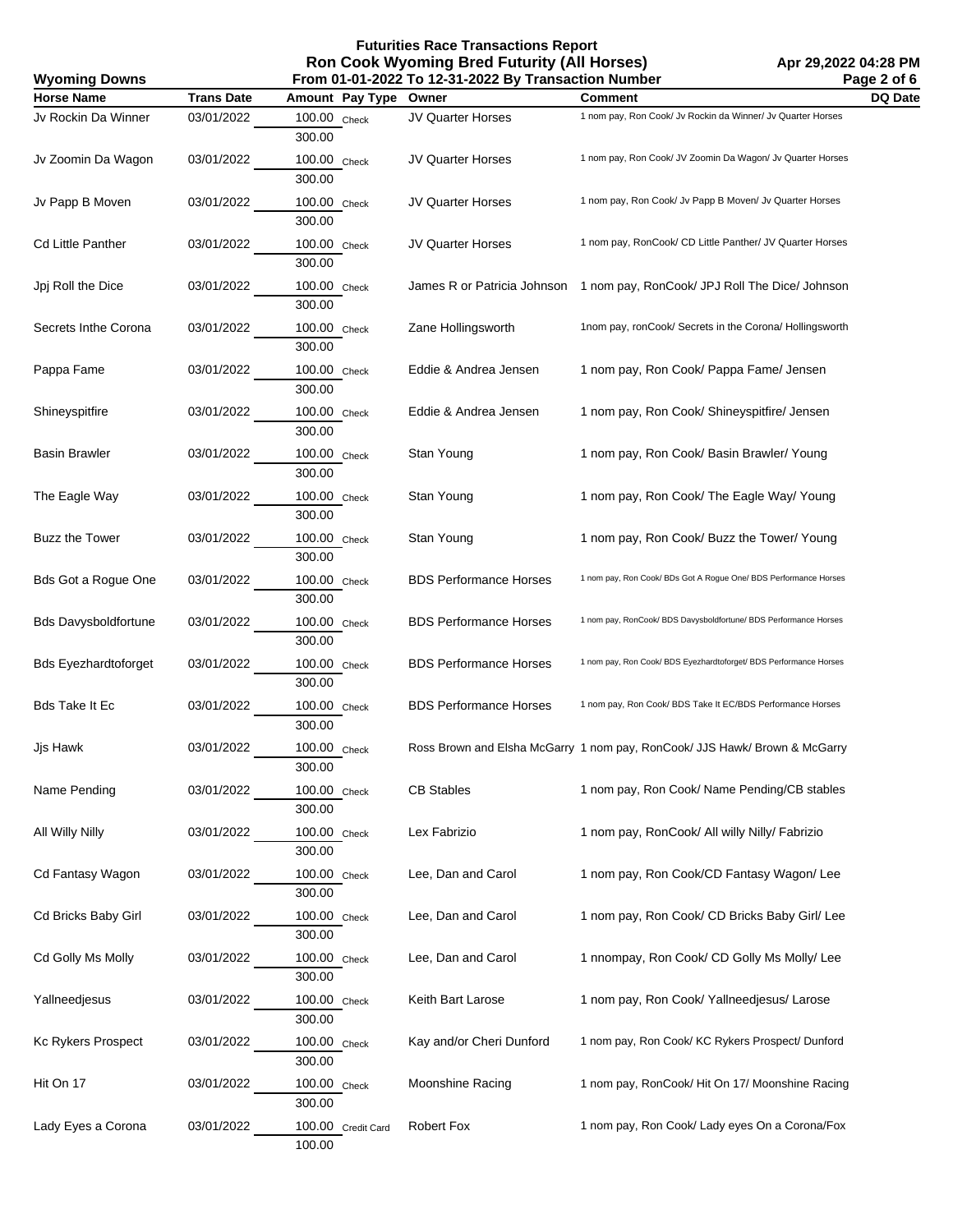# Futurities Race Transactions Report

## Ron Cook Wyoming Bred Futurity (All Horses)

**Wyoming Downs** — From 01-01-2022 To 12-31-2022 By Transaction Number — Apr 29,2022 04:28 PM

| Horse Name | Trans Date | Amount | Pay Type | Owner | Comment | DQ Date |
|---|---|---|---|---|---|---|
| Jv Rockin Da Winner | 03/01/2022 | 100.00 | Check | JV Quarter Horses | 1 nom pay, Ron Cook/ Jv Rockin da Winner/ Jv Quarter Horses | |
| | | 300.00 | | | | |
| Jv Zoomin Da Wagon | 03/01/2022 | 100.00 | Check | JV Quarter Horses | 1 nom pay, Ron Cook/ JV Zoomin Da Wagon/ Jv Quarter Horses | |
| | | 300.00 | | | | |
| Jv Papp B Moven | 03/01/2022 | 100.00 | Check | JV Quarter Horses | 1 nom pay, Ron Cook/ Jv Papp B Moven/ Jv Quarter Horses | |
| | | 300.00 | | | | |
| Cd Little Panther | 03/01/2022 | 100.00 | Check | JV Quarter Horses | 1 nom pay, RonCook/ CD Little Panther/ JV Quarter Horses | |
| | | 300.00 | | | | |
| Jpj Roll the Dice | 03/01/2022 | 100.00 | Check | James R or Patricia Johnson | 1 nom pay, RonCook/ JPJ Roll The Dice/ Johnson | |
| | | 300.00 | | | | |
| Secrets Inthe Corona | 03/01/2022 | 100.00 | Check | Zane Hollingsworth | 1nom pay, ronCook/ Secrets in the Corona/ Hollingsworth | |
| | | 300.00 | | | | |
| Pappa Fame | 03/01/2022 | 100.00 | Check | Eddie & Andrea Jensen | 1 nom pay, Ron Cook/ Pappa Fame/ Jensen | |
| | | 300.00 | | | | |
| Shineyspitfire | 03/01/2022 | 100.00 | Check | Eddie & Andrea Jensen | 1 nom pay, Ron Cook/ Shineyspitfire/ Jensen | |
| | | 300.00 | | | | |
| Basin Brawler | 03/01/2022 | 100.00 | Check | Stan Young | 1 nom pay, Ron Cook/ Basin Brawler/ Young | |
| | | 300.00 | | | | |
| The Eagle Way | 03/01/2022 | 100.00 | Check | Stan Young | 1 nom pay, Ron Cook/ The Eagle Way/ Young | |
| | | 300.00 | | | | |
| Buzz the Tower | 03/01/2022 | 100.00 | Check | Stan Young | 1 nom pay, Ron Cook/ Buzz the Tower/ Young | |
| | | 300.00 | | | | |
| Bds Got a Rogue One | 03/01/2022 | 100.00 | Check | BDS Performance Horses | 1 nom pay, Ron Cook/ BDs Got A Rogue One/ BDS Performance Horses | |
| | | 300.00 | | | | |
| Bds Davysboldfortune | 03/01/2022 | 100.00 | Check | BDS Performance Horses | 1 nom pay, RonCook/ BDS Davysboldfortune/ BDS Performance Horses | |
| | | 300.00 | | | | |
| Bds Eyezhardtoforget | 03/01/2022 | 100.00 | Check | BDS Performance Horses | 1 nom pay, Ron Cook/ BDS Eyezhardtoforget/ BDS Performance Horses | |
| | | 300.00 | | | | |
| Bds Take It Ec | 03/01/2022 | 100.00 | Check | BDS Performance Horses | 1 nom pay, Ron Cook/ BDS Take It EC/BDS Performance Horses | |
| | | 300.00 | | | | |
| Jjs Hawk | 03/01/2022 | 100.00 | Check | Ross Brown and Elsha McGarry | 1 nom pay, RonCook/ JJS Hawk/ Brown & McGarry | |
| | | 300.00 | | | | |
| Name Pending | 03/01/2022 | 100.00 | Check | CB Stables | 1 nom pay, Ron Cook/ Name Pending/CB stables | |
| | | 300.00 | | | | |
| All Willy Nilly | 03/01/2022 | 100.00 | Check | Lex Fabrizio | 1 nom pay, RonCook/ All willy Nilly/ Fabrizio | |
| | | 300.00 | | | | |
| Cd Fantasy Wagon | 03/01/2022 | 100.00 | Check | Lee, Dan and Carol | 1 nom pay, Ron Cook/CD Fantasy Wagon/ Lee | |
| | | 300.00 | | | | |
| Cd Bricks Baby Girl | 03/01/2022 | 100.00 | Check | Lee, Dan and Carol | 1 nom pay, Ron Cook/ CD Bricks Baby Girl/ Lee | |
| | | 300.00 | | | | |
| Cd Golly Ms Molly | 03/01/2022 | 100.00 | Check | Lee, Dan and Carol | 1 nnompay, Ron Cook/ CD Golly Ms Molly/ Lee | |
| | | 300.00 | | | | |
| Yallneedjesus | 03/01/2022 | 100.00 | Check | Keith Bart Larose | 1 nom pay, Ron Cook/ Yallneedjesus/ Larose | |
| | | 300.00 | | | | |
| Kc Rykers Prospect | 03/01/2022 | 100.00 | Check | Kay and/or Cheri Dunford | 1 nom pay, Ron Cook/ KC Rykers Prospect/ Dunford | |
| | | 300.00 | | | | |
| Hit On 17 | 03/01/2022 | 100.00 | Check | Moonshine Racing | 1 nom pay, RonCook/ Hit On 17/ Moonshine Racing | |
| | | 300.00 | | | | |
| Lady Eyes a Corona | 03/01/2022 | 100.00 | Credit Card | Robert Fox | 1 nom pay, Ron Cook/ Lady eyes On a Corona/Fox | |
| | | 100.00 | | | | |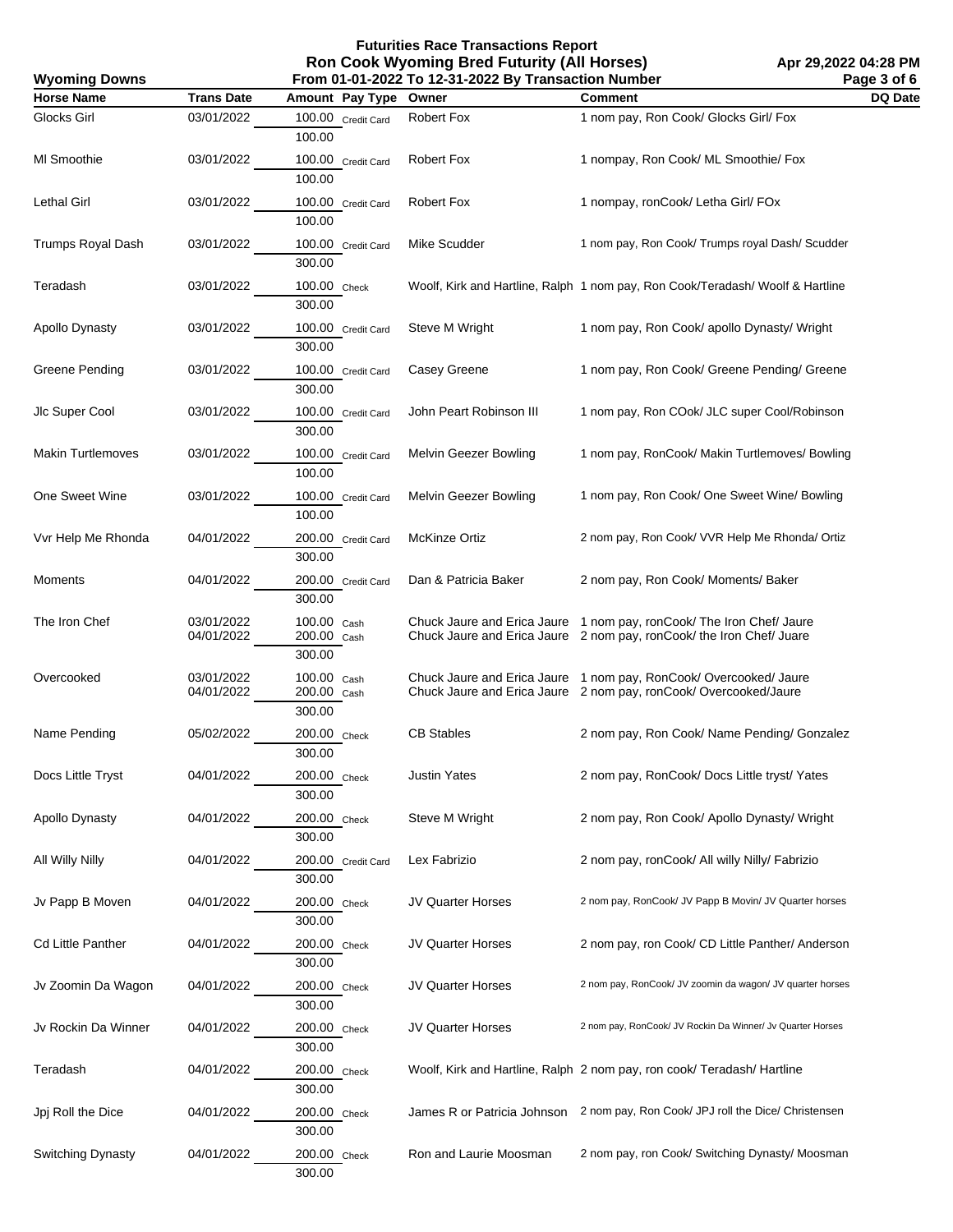# Futurities Race Transactions Report

## Ron Cook Wyoming Bred Futurity (All Horses)

**Wyoming Downs** — From 01-01-2022 To 12-31-2022 By Transaction Number — Apr 29,2022 04:28 PM

| Horse Name | Trans Date | Amount | Pay Type | Owner | Comment | DQ Date |
|---|---|---|---|---|---|---|
| Glocks Girl | 03/01/2022 | 100.00 | Credit Card | Robert Fox | 1 nom pay, Ron Cook/ Glocks Girl/ Fox | |
| | | 100.00 | | | | |
| Ml Smoothie | 03/01/2022 | 100.00 | Credit Card | Robert Fox | 1 nompay, Ron Cook/ ML Smoothie/ Fox | |
| | | 100.00 | | | | |
| Lethal Girl | 03/01/2022 | 100.00 | Credit Card | Robert Fox | 1 nompay, ronCook/ Letha Girl/ FOx | |
| | | 100.00 | | | | |
| Trumps Royal Dash | 03/01/2022 | 100.00 | Credit Card | Mike Scudder | 1 nom pay, Ron Cook/ Trumps royal Dash/ Scudder | |
| | | 300.00 | | | | |
| Teradash | 03/01/2022 | 100.00 | Check | Woolf, Kirk and Hartline, Ralph | 1 nom pay, Ron Cook/Teradash/ Woolf & Hartline | |
| | | 300.00 | | | | |
| Apollo Dynasty | 03/01/2022 | 100.00 | Credit Card | Steve M Wright | 1 nom pay, Ron Cook/ apollo Dynasty/ Wright | |
| | | 300.00 | | | | |
| Greene Pending | 03/01/2022 | 100.00 | Credit Card | Casey Greene | 1 nom pay, Ron Cook/ Greene Pending/ Greene | |
| | | 300.00 | | | | |
| Jlc Super Cool | 03/01/2022 | 100.00 | Credit Card | John Peart Robinson III | 1 nom pay, Ron COok/ JLC super Cool/Robinson | |
| | | 300.00 | | | | |
| Makin Turtlemoves | 03/01/2022 | 100.00 | Credit Card | Melvin Geezer Bowling | 1 nom pay, RonCook/ Makin Turtlemoves/ Bowling | |
| | | 100.00 | | | | |
| One Sweet Wine | 03/01/2022 | 100.00 | Credit Card | Melvin Geezer Bowling | 1 nom pay, Ron Cook/ One Sweet Wine/ Bowling | |
| | | 100.00 | | | | |
| Vvr Help Me Rhonda | 04/01/2022 | 200.00 | Credit Card | McKinze Ortiz | 2 nom pay, Ron Cook/ VVR Help Me Rhonda/ Ortiz | |
| | | 300.00 | | | | |
| Moments | 04/01/2022 | 200.00 | Credit Card | Dan & Patricia Baker | 2 nom pay, Ron Cook/ Moments/ Baker | |
| | | 300.00 | | | | |
| The Iron Chef | 03/01/2022 | 100.00 | Cash | Chuck Jaure and Erica Jaure | 1 nom pay, ronCook/ The Iron Chef/ Jaure | |
| | 04/01/2022 | 200.00 | Cash | Chuck Jaure and Erica Jaure | 2 nom pay, ronCook/ the Iron Chef/ Juare | |
| | | 300.00 | | | | |
| Overcooked | 03/01/2022 | 100.00 | Cash | Chuck Jaure and Erica Jaure | 1 nom pay, RonCook/ Overcooked/ Jaure | |
| | 04/01/2022 | 200.00 | Cash | Chuck Jaure and Erica Jaure | 2 nom pay, ronCook/ Overcooked/Jaure | |
| | | 300.00 | | | | |
| Name Pending | 05/02/2022 | 200.00 | Check | CB Stables | 2 nom pay, Ron Cook/ Name Pending/ Gonzalez | |
| | | 300.00 | | | | |
| Docs Little Tryst | 04/01/2022 | 200.00 | Check | Justin Yates | 2 nom pay, RonCook/ Docs Little tryst/ Yates | |
| | | 300.00 | | | | |
| Apollo Dynasty | 04/01/2022 | 200.00 | Check | Steve M Wright | 2 nom pay, Ron Cook/ Apollo Dynasty/ Wright | |
| | | 300.00 | | | | |
| All Willy Nilly | 04/01/2022 | 200.00 | Credit Card | Lex Fabrizio | 2 nom pay, ronCook/ All willy Nilly/ Fabrizio | |
| | | 300.00 | | | | |
| Jv Papp B Moven | 04/01/2022 | 200.00 | Check | JV Quarter Horses | 2 nom pay, RonCook/ JV Papp B Movin/ JV Quarter horses | |
| | | 300.00 | | | | |
| Cd Little Panther | 04/01/2022 | 200.00 | Check | JV Quarter Horses | 2 nom pay, ron Cook/ CD Little Panther/ Anderson | |
| | | 300.00 | | | | |
| Jv Zoomin Da Wagon | 04/01/2022 | 200.00 | Check | JV Quarter Horses | 2 nom pay, RonCook/ JV zoomin da wagon/ JV quarter horses | |
| | | 300.00 | | | | |
| Jv Rockin Da Winner | 04/01/2022 | 200.00 | Check | JV Quarter Horses | 2 nom pay, RonCook/ JV Rockin Da Winner/ Jv Quarter Horses | |
| | | 300.00 | | | | |
| Teradash | 04/01/2022 | 200.00 | Check | Woolf, Kirk and Hartline, Ralph | 2 nom pay, ron cook/ Teradash/ Hartline | |
| | | 300.00 | | | | |
| Jpj Roll the Dice | 04/01/2022 | 200.00 | Check | James R or Patricia Johnson | 2 nom pay, Ron Cook/ JPJ roll the Dice/ Christensen | |
| | | 300.00 | | | | |
| Switching Dynasty | 04/01/2022 | 200.00 | Check | Ron and Laurie Moosman | 2 nom pay, ron Cook/ Switching Dynasty/ Moosman | |
| | | 300.00 | | | | |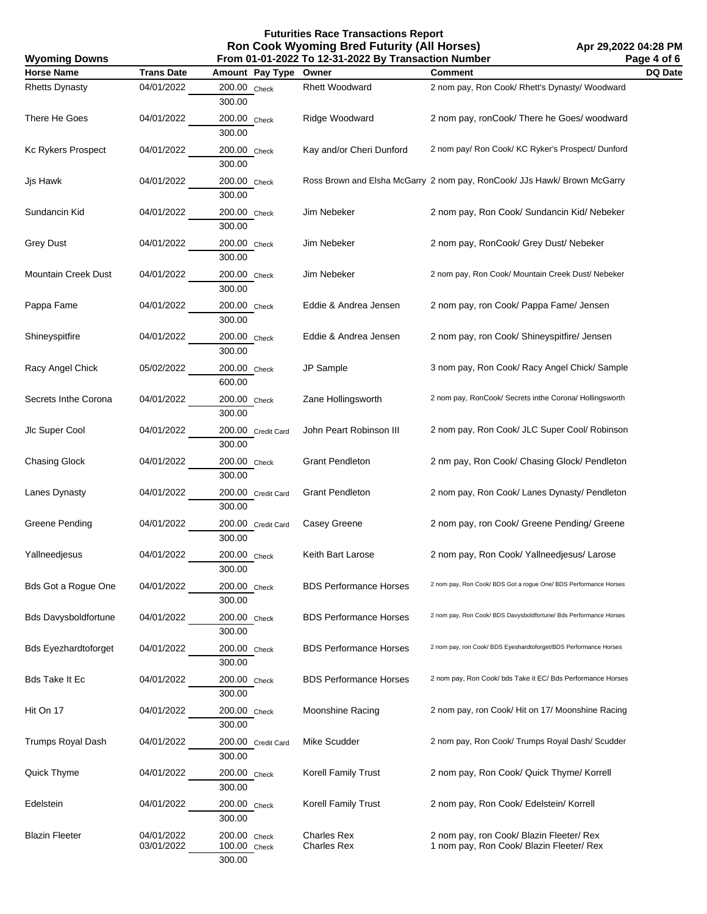# Futurities Race Transactions Report
## Ron Cook Wyoming Bred Futurity (All Horses)
### From 01-01-2022 To 12-31-2022 By Transaction Number

**Wyoming Downs** — Apr 29,2022 04:28 PM

| Horse Name | Trans Date | Amount | Pay Type | Owner | Comment | DQ Date |
|---|---|---|---|---|---|---|
| Rhetts Dynasty | 04/01/2022 | 200.00 | Check | Rhett Woodward | 2 nom pay, Ron Cook/ Rhett's Dynasty/ Woodward | |
| | | 300.00 | | | | |
| There He Goes | 04/01/2022 | 200.00 | Check | Ridge Woodward | 2 nom pay, ronCook/ There he Goes/ woodward | |
| | | 300.00 | | | | |
| Kc Rykers Prospect | 04/01/2022 | 200.00 | Check | Kay and/or Cheri Dunford | 2 nom pay/ Ron Cook/ KC Ryker's Prospect/ Dunford | |
| | | 300.00 | | | | |
| Jjs Hawk | 04/01/2022 | 200.00 | Check | Ross Brown and Elsha McGarry | 2 nom pay, RonCook/ JJs Hawk/ Brown McGarry | |
| | | 300.00 | | | | |
| Sundancin Kid | 04/01/2022 | 200.00 | Check | Jim Nebeker | 2 nom pay, Ron Cook/ Sundancin Kid/ Nebeker | |
| | | 300.00 | | | | |
| Grey Dust | 04/01/2022 | 200.00 | Check | Jim Nebeker | 2 nom pay, RonCook/ Grey Dust/ Nebeker | |
| | | 300.00 | | | | |
| Mountain Creek Dust | 04/01/2022 | 200.00 | Check | Jim Nebeker | 2 nom pay, Ron Cook/ Mountain Creek Dust/ Nebeker | |
| | | 300.00 | | | | |
| Pappa Fame | 04/01/2022 | 200.00 | Check | Eddie & Andrea Jensen | 2 nom pay, ron Cook/ Pappa Fame/ Jensen | |
| | | 300.00 | | | | |
| Shineyspitfire | 04/01/2022 | 200.00 | Check | Eddie & Andrea Jensen | 2 nom pay, ron Cook/ Shineyspitfire/ Jensen | |
| | | 300.00 | | | | |
| Racy Angel Chick | 05/02/2022 | 200.00 | Check | JP Sample | 3 nom pay, Ron Cook/ Racy Angel Chick/ Sample | |
| | | 600.00 | | | | |
| Secrets Inthe Corona | 04/01/2022 | 200.00 | Check | Zane Hollingsworth | 2 nom pay, RonCook/ Secrets inthe Corona/ Hollingsworth | |
| | | 300.00 | | | | |
| Jlc Super Cool | 04/01/2022 | 200.00 | Credit Card | John Peart Robinson III | 2 nom pay, Ron Cook/ JLC Super Cool/ Robinson | |
| | | 300.00 | | | | |
| Chasing Glock | 04/01/2022 | 200.00 | Check | Grant Pendleton | 2 nm pay, Ron Cook/ Chasing Glock/ Pendleton | |
| | | 300.00 | | | | |
| Lanes Dynasty | 04/01/2022 | 200.00 | Credit Card | Grant Pendleton | 2 nom pay, Ron Cook/ Lanes Dynasty/ Pendleton | |
| | | 300.00 | | | | |
| Greene Pending | 04/01/2022 | 200.00 | Credit Card | Casey Greene | 2 nom pay, ron Cook/ Greene Pending/ Greene | |
| | | 300.00 | | | | |
| Yallneedjesus | 04/01/2022 | 200.00 | Check | Keith Bart Larose | 2 nom pay, Ron Cook/ Yallneedjesus/ Larose | |
| | | 300.00 | | | | |
| Bds Got a Rogue One | 04/01/2022 | 200.00 | Check | BDS Performance Horses | 2 nom pay, Ron Cook/ BDS Got a rogue One/ BDS Performance Horses | |
| | | 300.00 | | | | |
| Bds Davysboldfortune | 04/01/2022 | 200.00 | Check | BDS Performance Horses | 2 nom pay, Ron Cook/ BDS Davysboldfortune/ Bds Performance Horses | |
| | | 300.00 | | | | |
| Bds Eyezhardtoforget | 04/01/2022 | 200.00 | Check | BDS Performance Horses | 2 nom pay, ron Cook/ BDS Eyeshardtoforget/BDS Performance Horses | |
| | | 300.00 | | | | |
| Bds Take It Ec | 04/01/2022 | 200.00 | Check | BDS Performance Horses | 2 nom pay, Ron Cook/ bds Take it EC/ Bds Performance Horses | |
| | | 300.00 | | | | |
| Hit On 17 | 04/01/2022 | 200.00 | Check | Moonshine Racing | 2 nom pay, ron Cook/ Hit on 17/ Moonshine Racing | |
| | | 300.00 | | | | |
| Trumps Royal Dash | 04/01/2022 | 200.00 | Credit Card | Mike Scudder | 2 nom pay, Ron Cook/ Trumps Royal Dash/ Scudder | |
| | | 300.00 | | | | |
| Quick Thyme | 04/01/2022 | 200.00 | Check | Korell Family Trust | 2 nom pay, Ron Cook/ Quick Thyme/ Korrell | |
| | | 300.00 | | | | |
| Edelstein | 04/01/2022 | 200.00 | Check | Korell Family Trust | 2 nom pay, Ron Cook/ Edelstein/ Korrell | |
| | | 300.00 | | | | |
| Blazin Fleeter | 04/01/2022 | 200.00 | Check | Charles Rex | 2 nom pay, ron Cook/ Blazin Fleeter/ Rex | |
| | 03/01/2022 | 100.00 | Check | Charles Rex | 1 nom pay, Ron Cook/ Blazin Fleeter/ Rex | |
| | | 300.00 | | | | |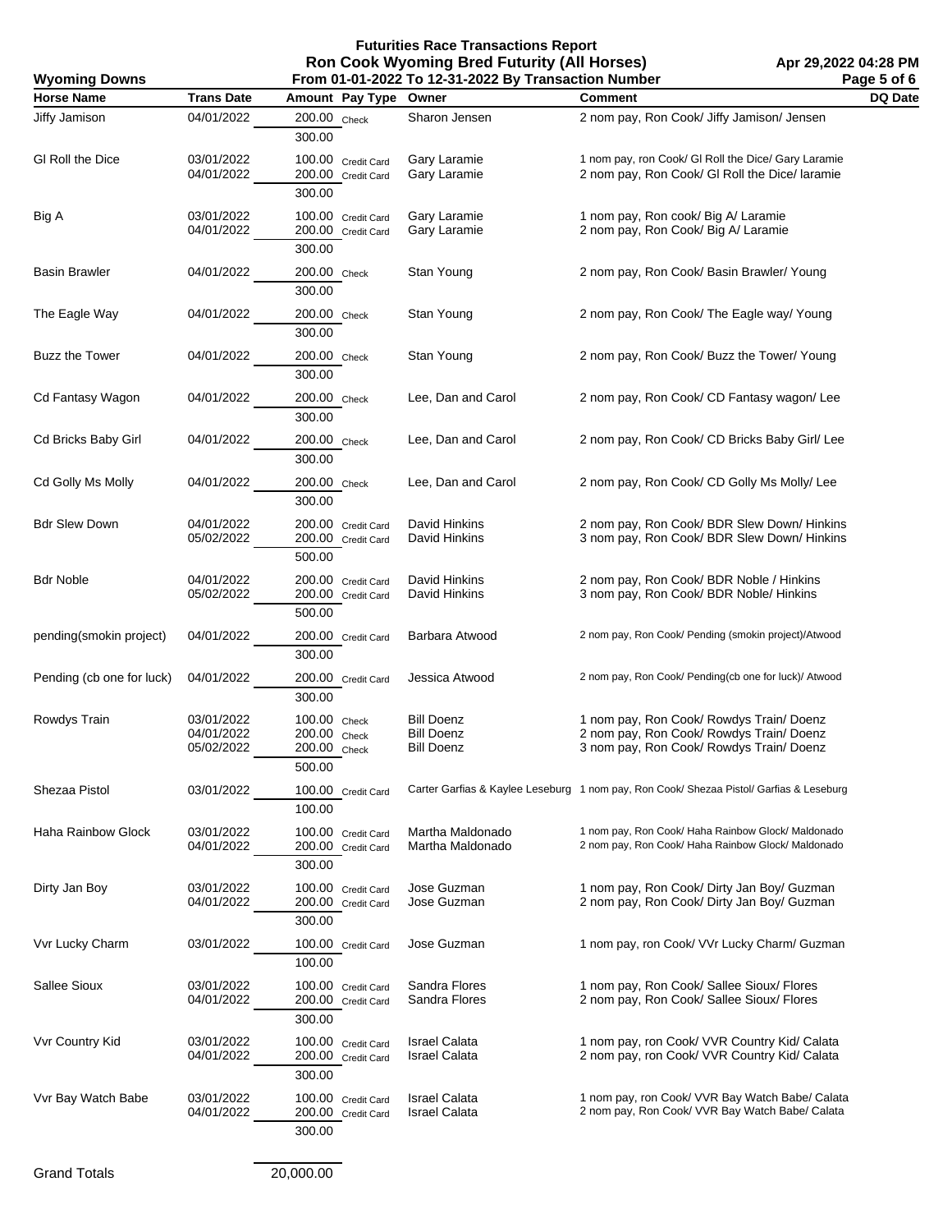# Futurities Race Transactions Report

## Ron Cook Wyoming Bred Futurity (All Horses)

**Wyoming Downs** — From 01-01-2022 To 12-31-2022 By Transaction Number — Apr 29,2022 04:28 PM

| Horse Name | Trans Date | Amount | Pay Type | Owner | Comment | DQ Date |
|---|---|---|---|---|---|---|
| Jiffy Jamison | 04/01/2022 | 200.00 | Check | Sharon Jensen | 2 nom pay, Ron Cook/ Jiffy Jamison/ Jensen | |
| | | 300.00 | | | | |
| Gl Roll the Dice | 03/01/2022 | 100.00 | Credit Card | Gary Laramie | 1 nom pay, ron Cook/ Gl Roll the Dice/ Gary Laramie | |
| | 04/01/2022 | 200.00 | Credit Card | Gary Laramie | 2 nom pay, Ron Cook/ Gl Roll the Dice/ laramie | |
| | | 300.00 | | | | |
| Big A | 03/01/2022 | 100.00 | Credit Card | Gary Laramie | 1 nom pay, Ron cook/ Big A/ Laramie | |
| | 04/01/2022 | 200.00 | Credit Card | Gary Laramie | 2 nom pay, Ron Cook/ Big A/ Laramie | |
| | | 300.00 | | | | |
| Basin Brawler | 04/01/2022 | 200.00 | Check | Stan Young | 2 nom pay, Ron Cook/ Basin Brawler/ Young | |
| | | 300.00 | | | | |
| The Eagle Way | 04/01/2022 | 200.00 | Check | Stan Young | 2 nom pay, Ron Cook/ The Eagle way/ Young | |
| | | 300.00 | | | | |
| Buzz the Tower | 04/01/2022 | 200.00 | Check | Stan Young | 2 nom pay, Ron Cook/ Buzz the Tower/ Young | |
| | | 300.00 | | | | |
| Cd Fantasy Wagon | 04/01/2022 | 200.00 | Check | Lee, Dan and Carol | 2 nom pay, Ron Cook/ CD Fantasy wagon/ Lee | |
| | | 300.00 | | | | |
| Cd Bricks Baby Girl | 04/01/2022 | 200.00 | Check | Lee, Dan and Carol | 2 nom pay, Ron Cook/ CD Bricks Baby Girl/ Lee | |
| | | 300.00 | | | | |
| Cd Golly Ms Molly | 04/01/2022 | 200.00 | Check | Lee, Dan and Carol | 2 nom pay, Ron Cook/ CD Golly Ms Molly/ Lee | |
| | | 300.00 | | | | |
| Bdr Slew Down | 04/01/2022 | 200.00 | Credit Card | David Hinkins | 2 nom pay, Ron Cook/ BDR Slew Down/ Hinkins | |
| | 05/02/2022 | 200.00 | Credit Card | David Hinkins | 3 nom pay, Ron Cook/ BDR Slew Down/ Hinkins | |
| | | 500.00 | | | | |
| Bdr Noble | 04/01/2022 | 200.00 | Credit Card | David Hinkins | 2 nom pay, Ron Cook/ BDR Noble / Hinkins | |
| | 05/02/2022 | 200.00 | Credit Card | David Hinkins | 3 nom pay, Ron Cook/ BDR Noble/ Hinkins | |
| | | 500.00 | | | | |
| pending(smokin project) | 04/01/2022 | 200.00 | Credit Card | Barbara Atwood | 2 nom pay, Ron Cook/ Pending (smokin project)/Atwood | |
| | | 300.00 | | | | |
| Pending (cb one for luck) | 04/01/2022 | 200.00 | Credit Card | Jessica Atwood | 2 nom pay, Ron Cook/ Pending(cb one for luck)/ Atwood | |
| | | 300.00 | | | | |
| Rowdys Train | 03/01/2022 | 100.00 | Check | Bill Doenz | 1 nom pay, Ron Cook/ Rowdys Train/ Doenz | |
| | 04/01/2022 | 200.00 | Check | Bill Doenz | 2 nom pay, Ron Cook/ Rowdys Train/ Doenz | |
| | 05/02/2022 | 200.00 | Check | Bill Doenz | 3 nom pay, Ron Cook/ Rowdys Train/ Doenz | |
| | | 500.00 | | | | |
| Shezaa Pistol | 03/01/2022 | 100.00 | Credit Card | Carter Garfias & Kaylee Leseburg | 1 nom pay, Ron Cook/ Shezaa Pistol/ Garfias & Leseburg | |
| | | 100.00 | | | | |
| Haha Rainbow Glock | 03/01/2022 | 100.00 | Credit Card | Martha Maldonado | 1 nom pay, Ron Cook/ Haha Rainbow Glock/ Maldonado | |
| | 04/01/2022 | 200.00 | Credit Card | Martha Maldonado | 2 nom pay, Ron Cook/ Haha Rainbow Glock/ Maldonado | |
| | | 300.00 | | | | |
| Dirty Jan Boy | 03/01/2022 | 100.00 | Credit Card | Jose Guzman | 1 nom pay, Ron Cook/ Dirty Jan Boy/ Guzman | |
| | 04/01/2022 | 200.00 | Credit Card | Jose Guzman | 2 nom pay, Ron Cook/ Dirty Jan Boy/ Guzman | |
| | | 300.00 | | | | |
| Vvr Lucky Charm | 03/01/2022 | 100.00 | Credit Card | Jose Guzman | 1 nom pay, ron Cook/ VVr Lucky Charm/ Guzman | |
| | | 100.00 | | | | |
| Sallee Sioux | 03/01/2022 | 100.00 | Credit Card | Sandra Flores | 1 nom pay, Ron Cook/ Sallee Sioux/ Flores | |
| | 04/01/2022 | 200.00 | Credit Card | Sandra Flores | 2 nom pay, Ron Cook/ Sallee Sioux/ Flores | |
| | | 300.00 | | | | |
| Vvr Country Kid | 03/01/2022 | 100.00 | Credit Card | Israel Calata | 1 nom pay, ron Cook/ VVR Country Kid/ Calata | |
| | 04/01/2022 | 200.00 | Credit Card | Israel Calata | 2 nom pay, ron Cook/ VVR Country Kid/ Calata | |
| | | 300.00 | | | | |
| Vvr Bay Watch Babe | 03/01/2022 | 100.00 | Credit Card | Israel Calata | 1 nom pay, ron Cook/ VVR Bay Watch Babe/ Calata | |
| | 04/01/2022 | 200.00 | Credit Card | Israel Calata | 2 nom pay, Ron Cook/ VVR Bay Watch Babe/ Calata | |
| | | 300.00 | | | | |
| **Grand Totals** | | **20,000.00** | | | | |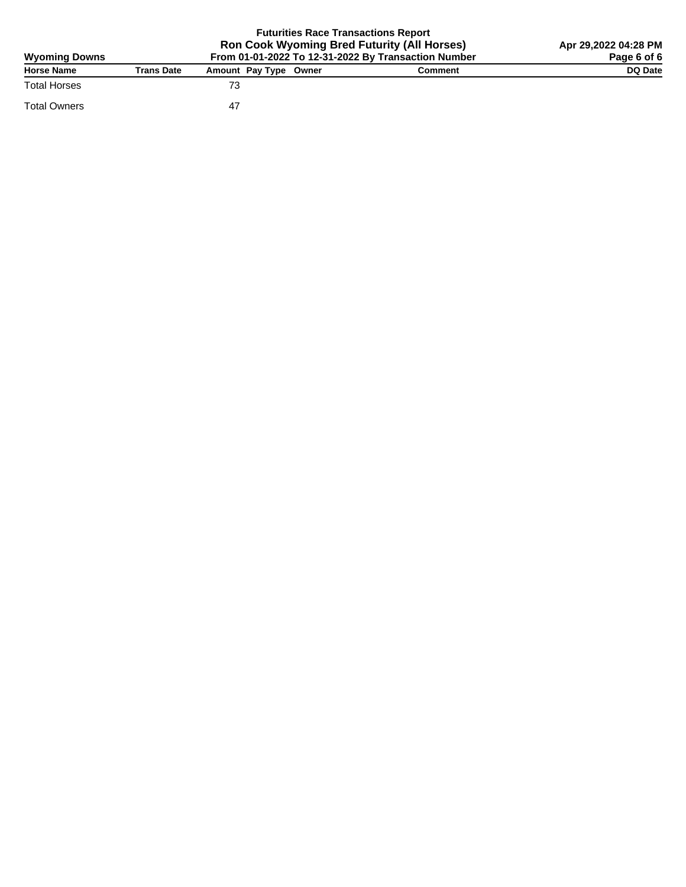| Horse Name | Trans Date | Amount | Pay Type | Owner | Comment | DQ Date |
|---|---|---|---|---|---|---|
| Total Horses | | 73 | | | | |
| Total Owners | | 47 | | | | |